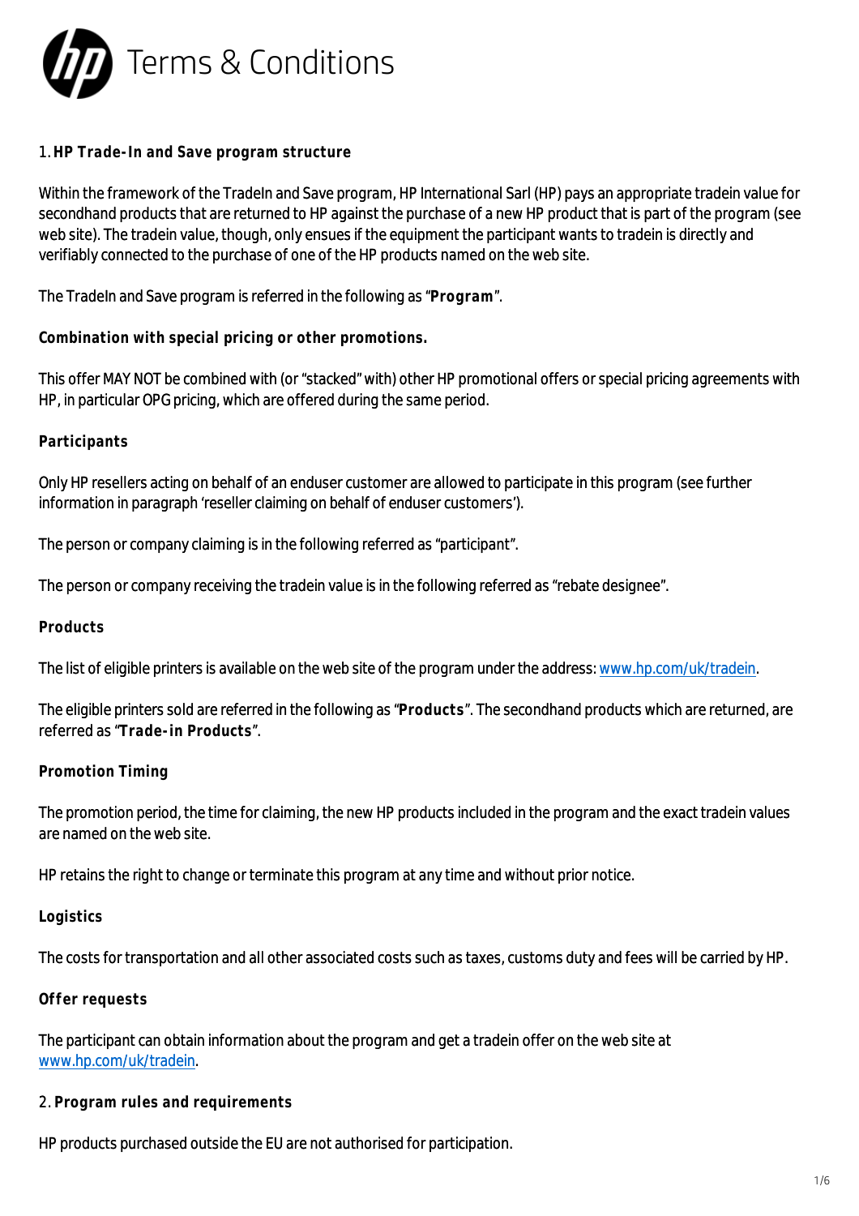# Terms & Conditions

## 1. HP Trade-In and Save program structure

Within the framework of the TradeIn and Save program, HP International Sarl (HP) pays an appropriate tradein value for secondhand products that are returned to HP against the purchase of a new HP product that is part of the program (see web site). The tradein value, though, only ensues if the equipment the participant wants to tradein is directly and verifiably connected to the purchase of one of the HP products named on the web site.

The TradeIn and Save program is referred in the following as "**Program**".

### Combination with special pricing or other promotions.

This offer MAY NOT be combined with (or "stacked" with) other HP promotional offers or special pricing agreements with HP, in particular OPG pricing, which are offered during the same period.

### Participants

Only HP resellers acting on behalf of an enduser customer are allowed to participate in this program (see further information in paragraph 'reseller claiming on behalf of enduser customers').

The person or company claiming is in the following referred as "participant".

The person or company receiving the tradein value is in the following referred as "rebate designee".

### Products

The list of eligible printers is available on the web site of the program under the address: [www.hp.com/uk/tradein](www.hp.com/uk/tradein).

The eligible printers sold are referred in the following as "**Products**". The secondhand products which are returned, are referred as "**Trade-in Products**".

### Promotion Timing

The promotion period, the time for claiming, the new HP products included in the program and the exact tradein values are named on the web site.

HP retains the right to change or terminate this program at any time and without prior notice.

### Logistics

The costs for transportation and all other associated costs such as taxes, customs duty and fees will be carried by HP.

### Offer requests

The participant can obtain information about the program and get a tradein offer on the web site at [www.hp.com/uk/tradein](www.hp.com/uk/tradein).

## 2. Program rules and requirements

HP products purchased outside the EU are not authorised for participation.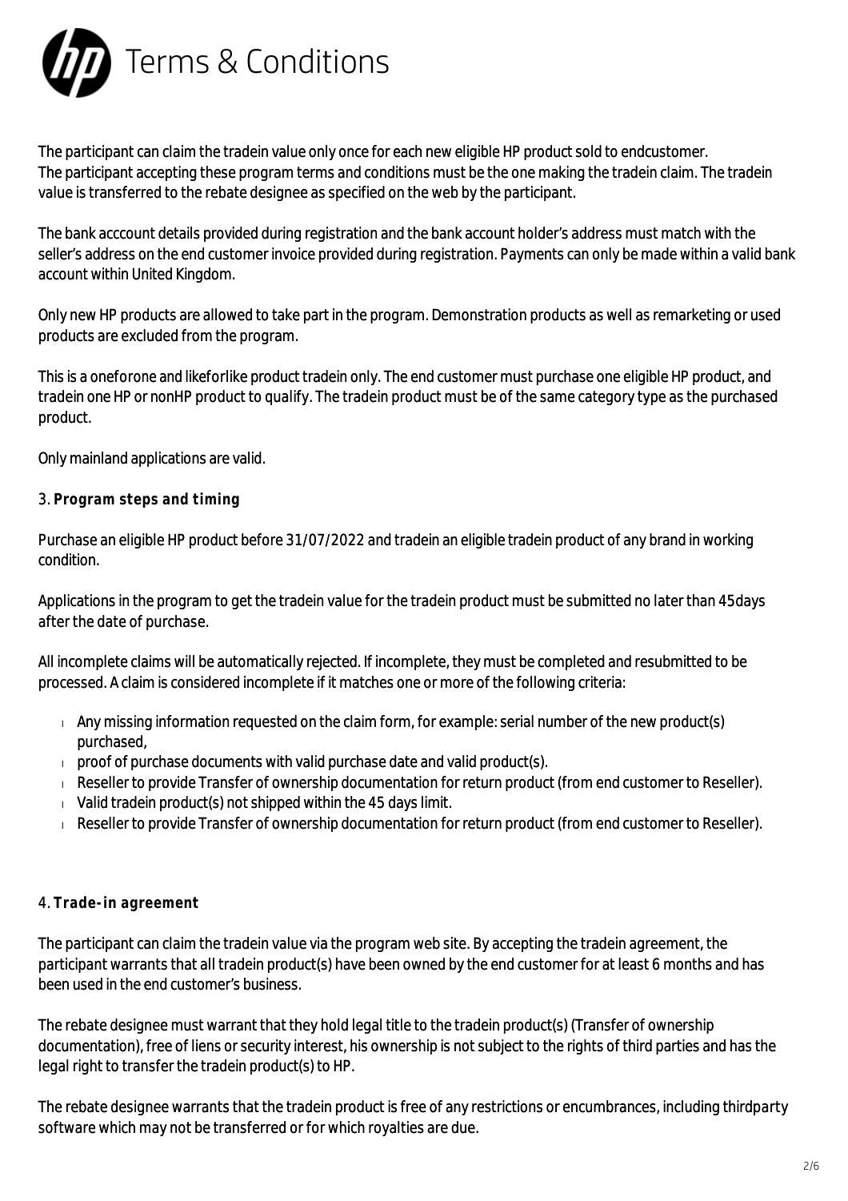# Terms & Conditions

The participant can claim the tradein value only once for each new eligible HP product sold to endcustomer. The participant accepting these program terms and conditions must be the one making the tradein claim. The tradein value is transferred to the rebate designee as specified on the web by the participant.

The bank acccount details provided during registration and the bank account holder's address must match with the seller's address on the end customer invoice provided during registration. Payments can only be made within a valid bank account within United Kingdom.

Only new HP products are allowed to take part in the program. Demonstration products as well as remarketing or used products are excluded from the program.

This is a oneforone and likeforlike product tradein only. The end customer must purchase one eligible HP product, and tradein one HP or nonHP product to qualify. The tradein product must be of the same category type as the purchased product.

Only mainland applications are valid.

3. **Program steps and timing**

Purchase an eligible HP product before 31/07/2022 and tradein an eligible tradein product of any brand in working condition.

Applications in the program to get the tradein value for the tradein product must be submitted no later than 45days after the date of purchase.

All incomplete claims will be automatically rejected. If incomplete, they must be completed and resubmitted to be processed. A claim is considered incomplete if it matches one or more of the following criteria:

- Any missing information requested on the claim form, for example: serial number of the new product(s) purchased,
- proof of purchase documents with valid purchase date and valid product(s).
- Reseller to provide Transfer of ownership documentation for return product (from end customer to Reseller).
- Valid tradein product(s) not shipped within the 45 days limit.
- Reseller to provide Transfer of ownership documentation for return product (from end customer to Reseller).

4. **Trade-in agreement**

The participant can claim the tradein value via the program web site. By accepting the tradein agreement, the participant warrants that all tradein product(s) have been owned by the end customer for at least 6 months and has been used in the end customer's business.

The rebate designee must warrant that they hold legal title to the tradein product(s) (Transfer of ownership documentation), free of liens or security interest, his ownership is not subject to the rights of third parties and has the legal right to transfer the tradein product(s) to HP.

The rebate designee warrants that the tradein product is free of any restrictions or encumbrances, including thirdparty software which may not be transferred or for which royalties are due.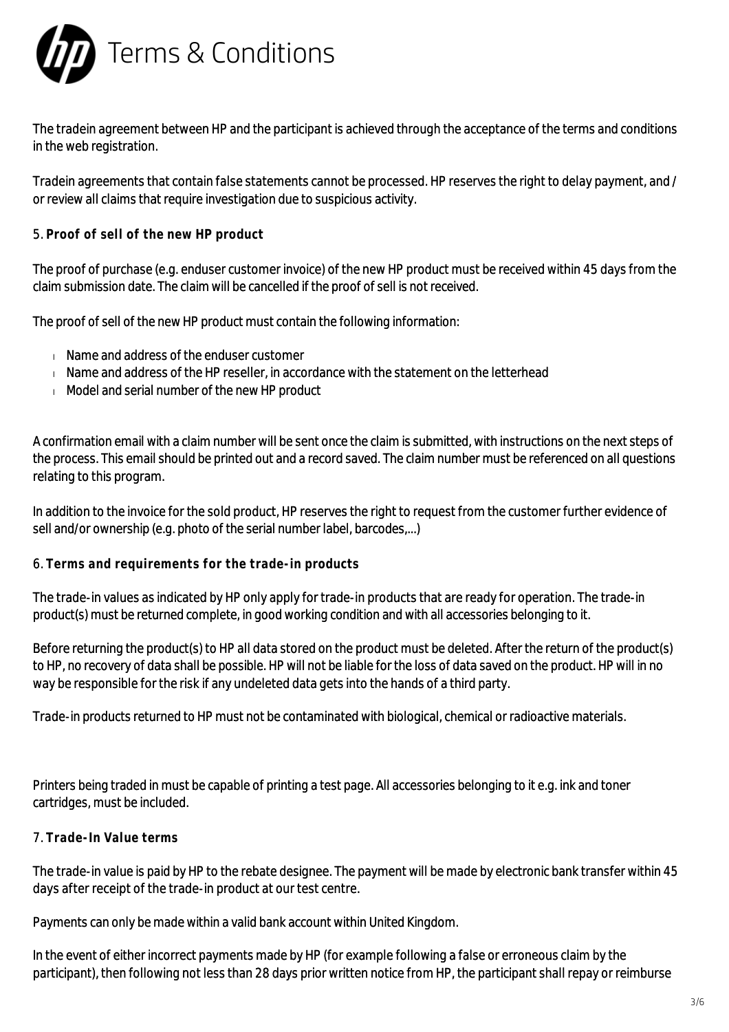# Terms & Conditions

The tradein agreement between HP and the participant is achieved through the acceptance of the terms and conditions in the web registration.

Tradein agreements that contain false statements cannot be processed. HP reserves the right to delay payment, and / or review all claims that require investigation due to suspicious activity.

## 5. **Proof of sell of the new HP product**

The proof of purchase (e.g. enduser customer invoice) of the new HP product must be received within 45 days from the claim submission date. The claim will be cancelled if the proof of sell is not received.

The proof of sell of the new HP product must contain the following information:

- Name and address of the enduser customer
- Name and address of the HP reseller, in accordance with the statement on the letterhead
- Model and serial number of the new HP product

A confirmation email with a claim number will be sent once the claim is submitted, with instructions on the next steps of the process. This email should be printed out and a record saved. The claim number must be referenced on all questions relating to this program.

In addition to the invoice for the sold product, HP reserves the right to request from the customer further evidence of sell and/or ownership (e.g. photo of the serial number label, barcodes,...)

## 6. **Terms and requirements for the trade-in products**

The trade-in values as indicated by HP only apply for trade-in products that are ready for operation. The trade-in product(s) must be returned complete, in good working condition and with all accessories belonging to it.

Before returning the product(s) to HP all data stored on the product must be deleted. After the return of the product(s) to HP, no recovery of data shall be possible. HP will not be liable for the loss of data saved on the product. HP will in no way be responsible for the risk if any undeleted data gets into the hands of a third party.

Trade-in products returned to HP must not be contaminated with biological, chemical or radioactive materials.

Printers being traded in must be capable of printing a test page. All accessories belonging to it e.g. ink and toner cartridges, must be included.

## 7. **Trade-In Value terms**

The trade-in value is paid by HP to the rebate designee. The payment will be made by electronic bank transfer within 45 days after receipt of the trade-in product at our test centre.

Payments can only be made within a valid bank account within United Kingdom.

In the event of either incorrect payments made by HP (for example following a false or erroneous claim by the participant), then following not less than 28 days prior written notice from HP, the participant shall repay or reimburse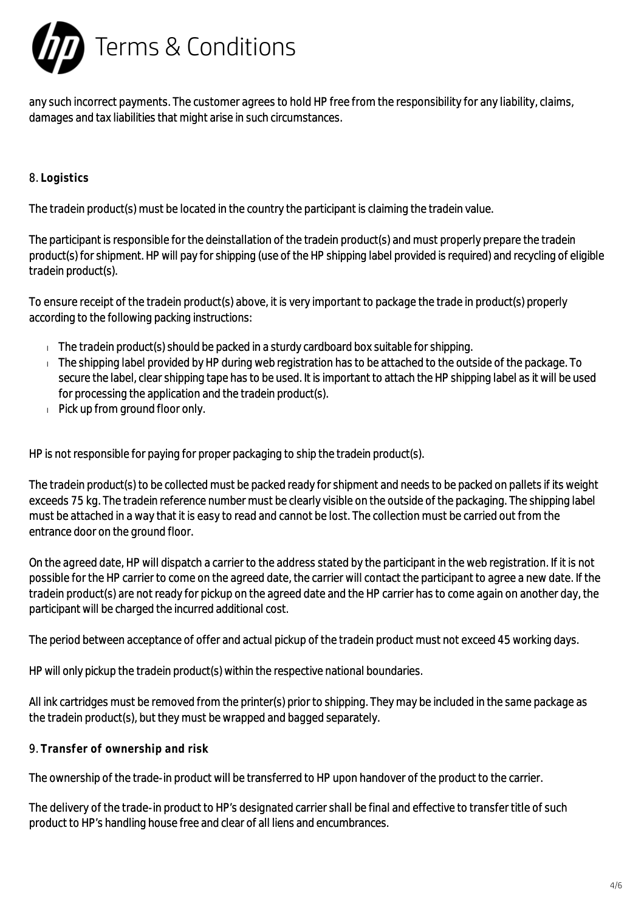any such incorrect payments. The customer agrees to hold HP free from the responsibility for any liability, claims, damages and tax liabilities that might arise in such circumstances.

8. **Logistics**

The tradein product(s) must be located in the country the participant is claiming the tradein value.

The participant is responsible for the deinstallation of the tradein product(s) and must properly prepare the tradein product(s) for shipment. HP will pay for shipping (use of the HP shipping label provided is required) and recycling of eligible tradein product(s).

To ensure receipt of the tradein product(s) above, it is very important to package the trade in product(s) properly according to the following packing instructions:

- The tradein product(s) should be packed in a sturdy cardboard box suitable for shipping.
- The shipping label provided by HP during web registration has to be attached to the outside of the package. To secure the label, clear shipping tape has to be used. It is important to attach the HP shipping label as it will be used for processing the application and the tradein product(s).
- Pick up from ground floor only.

HP is not responsible for paying for proper packaging to ship the tradein product(s).

The tradein product(s) to be collected must be packed ready for shipment and needs to be packed on pallets if its weight exceeds 75 kg. The tradein reference number must be clearly visible on the outside of the packaging. The shipping label must be attached in a way that it is easy to read and cannot be lost. The collection must be carried out from the entrance door on the ground floor.

On the agreed date, HP will dispatch a carrier to the address stated by the participant in the web registration. If it is not possible for the HP carrier to come on the agreed date, the carrier will contact the participant to agree a new date. If the tradein product(s) are not ready for pickup on the agreed date and the HP carrier has to come again on another day, the participant will be charged the incurred additional cost.

The period between acceptance of offer and actual pickup of the tradein product must not exceed 45 working days.

HP will only pickup the tradein product(s) within the respective national boundaries.

All ink cartridges must be removed from the printer(s) prior to shipping. They may be included in the same package as the tradein product(s), but they must be wrapped and bagged separately.

9. **Transfer of ownership and risk**

The ownership of the trade-in product will be transferred to HP upon handover of the product to the carrier.

The delivery of the trade-in product to HP's designated carrier shall be final and effective to transfer title of such product to HP's handling house free and clear of all liens and encumbrances.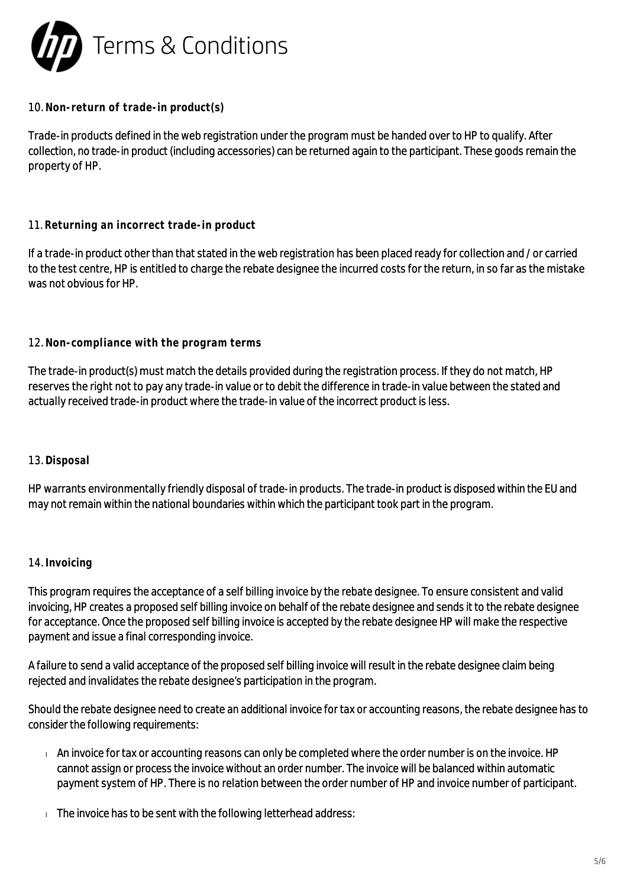**10. Non-return of trade-in product(s)**

Trade-in products defined in the web registration under the program must be handed over to HP to qualify. After collection, no trade-in product (including accessories) can be returned again to the participant. These goods remain the property of HP.

**11. Returning an incorrect trade-in product**

If a trade-in product other than that stated in the web registration has been placed ready for collection and / or carried to the test centre, HP is entitled to charge the rebate designee the incurred costs for the return, in so far as the mistake was not obvious for HP.

**12. Non-compliance with the program terms**

The trade-in product(s) must match the details provided during the registration process. If they do not match, HP reserves the right not to pay any trade-in value or to debit the difference in trade-in value between the stated and actually received trade-in product where the trade-in value of the incorrect product is less.

**13. Disposal**

HP warrants environmentally friendly disposal of trade-in products. The trade-in product is disposed within the EU and may not remain within the national boundaries within which the participant took part in the program.

**14. Invoicing**

This program requires the acceptance of a self billing invoice by the rebate designee. To ensure consistent and valid invoicing, HP creates a proposed self billing invoice on behalf of the rebate designee and sends it to the rebate designee for acceptance. Once the proposed self billing invoice is accepted by the rebate designee HP will make the respective payment and issue a final corresponding invoice.

A failure to send a valid acceptance of the proposed self billing invoice will result in the rebate designee claim being rejected and invalidates the rebate designee's participation in the program.

Should the rebate designee need to create an additional invoice for tax or accounting reasons, the rebate designee has to consider the following requirements:

- An invoice for tax or accounting reasons can only be completed where the order number is on the invoice. HP cannot assign or process the invoice without an order number. The invoice will be balanced within automatic payment system of HP. There is no relation between the order number of HP and invoice number of participant.
- The invoice has to be sent with the following letterhead address: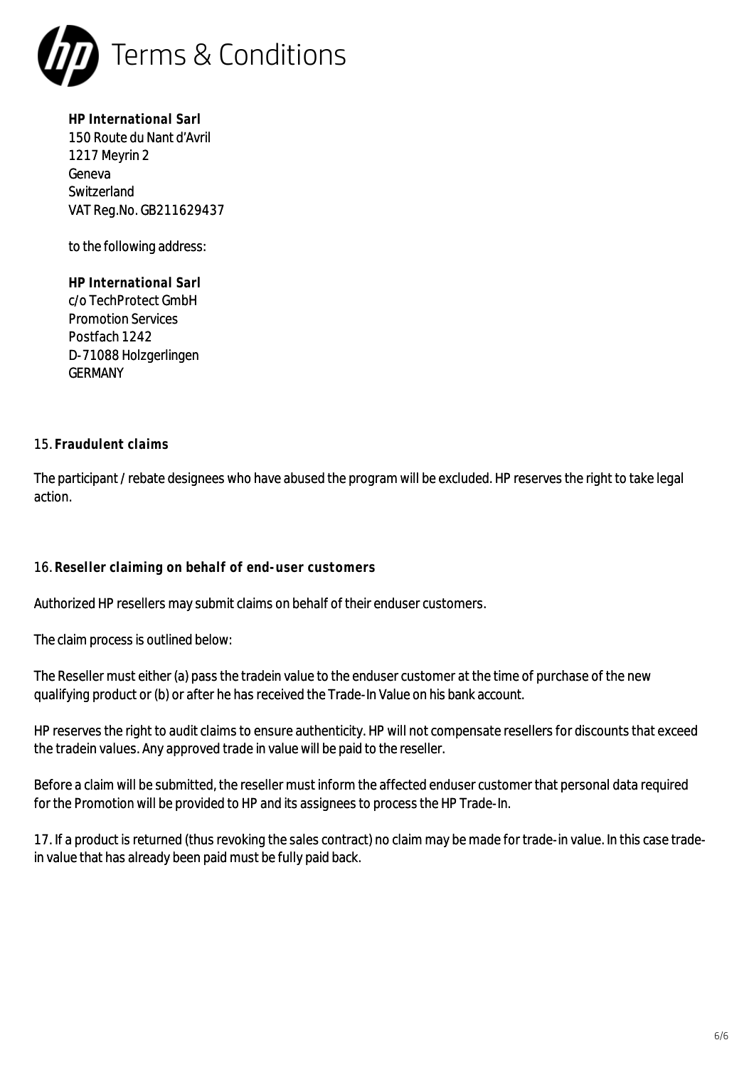**HP International Sarl**
150 Route du Nant d'Avril
1217 Meyrin 2
Geneva
Switzerland
VAT Reg.No. GB211629437

to the following address:

**HP International Sarl**
c/o TechProtect GmbH
Promotion Services
Postfach 1242
D-71088 Holzgerlingen
GERMANY

15. **Fraudulent claims**

The participant / rebate designees who have abused the program will be excluded. HP reserves the right to take legal action.

16. **Reseller claiming on behalf of end-user customers**

Authorized HP resellers may submit claims on behalf of their enduser customers.

The claim process is outlined below:

The Reseller must either (a) pass the tradein value to the enduser customer at the time of purchase of the new qualifying product or (b) or after he has received the Trade-In Value on his bank account.

HP reserves the right to audit claims to ensure authenticity. HP will not compensate resellers for discounts that exceed the tradein values. Any approved trade in value will be paid to the reseller.

Before a claim will be submitted, the reseller must inform the affected enduser customer that personal data required for the Promotion will be provided to HP and its assignees to process the HP Trade-In.

17. If a product is returned (thus revoking the sales contract) no claim may be made for trade-in value. In this case trade-in value that has already been paid must be fully paid back.